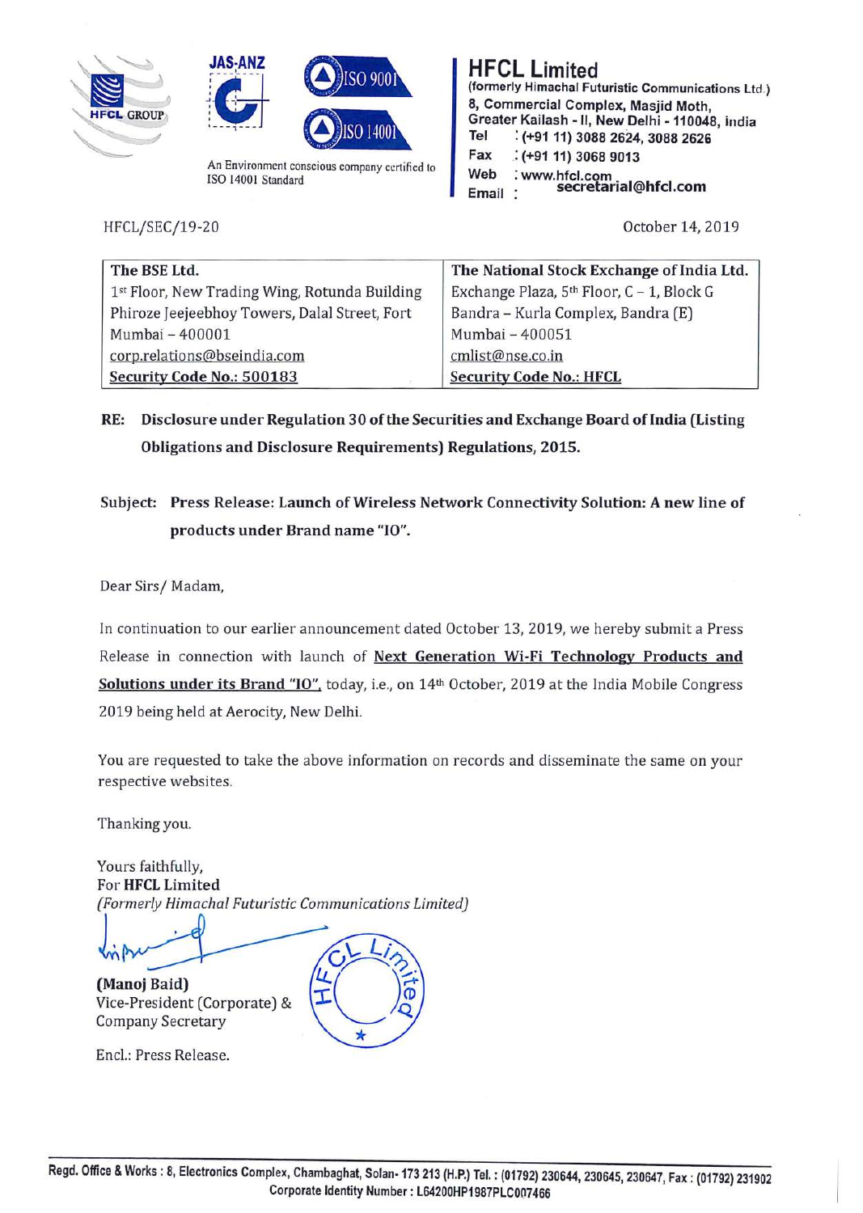HFCL GROUP

JAS-ANZ

ISO 9001

ISO 14001

An Environment conscious company certified to ISO 14001 Standard

**HFCL Limited**
**(formerly Himachal Futuristic Communications Ltd.)**
**8, Commercial Complex, Masjid Moth,**
**Greater Kailash - II, New Delhi - 110048, India**
**Tel : (+91 11) 3088 2624, 3088 2626**
**Fax : (+91 11) 3068 9013**
**Web : www.hfcl.com**
**Email : secretarial@hfcl.com**

HFCL/SEC/19-20

October 14, 2019

| **The BSE Ltd.** | **The National Stock Exchange of India Ltd.** |
|---|---|
| 1st Floor, New Trading Wing, Rotunda Building | Exchange Plaza, 5th Floor, C – 1, Block G |
| Phiroze Jeejeebhoy Towers, Dalal Street, Fort | Bandra – Kurla Complex, Bandra (E) |
| Mumbai – 400001 | Mumbai – 400051 |
| corp.relations@bseindia.com | cmlist@nse.co.in |
| **Security Code No.: 500183** | **Security Code No.: HFCL** |

**RE: Disclosure under Regulation 30 of the Securities and Exchange Board of India (Listing Obligations and Disclosure Requirements) Regulations, 2015.**

**Subject: Press Release: Launch of Wireless Network Connectivity Solution: A new line of products under Brand name "IO".**

Dear Sirs/ Madam,

In continuation to our earlier announcement dated October 13, 2019, we hereby submit a Press Release in connection with launch of **Next Generation Wi-Fi Technology Products and Solutions under its Brand "IO"**, today, i.e., on 14th October, 2019 at the India Mobile Congress 2019 being held at Aerocity, New Delhi.

You are requested to take the above information on records and disseminate the same on your respective websites.

Thanking you.

Yours faithfully,
For **HFCL Limited**
*(Formerly Himachal Futuristic Communications Limited)*

**(Manoj Baid)**
Vice-President (Corporate) &
Company Secretary

Encl.: Press Release.

Regd. Office & Works : 8, Electronics Complex, Chambaghat, Solan- 173 213 (H.P.) Tel. : (01792) 230644, 230645, 230647, Fax : (01792) 231902
Corporate Identity Number : L64200HP1987PLC007466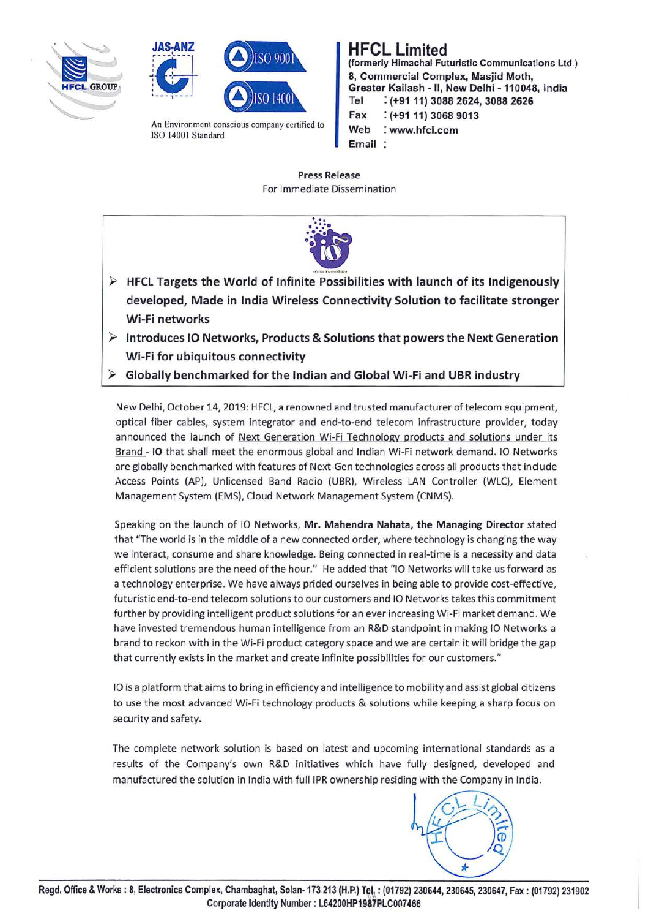HFCL Limited
(formerly Himachal Futuristic Communications Ltd.)
8, Commercial Complex, Masjid Moth,
Greater Kailash - II, New Delhi - 110048, India
Tel : (+91 11) 3088 2624, 3088 2626
Fax : (+91 11) 3068 9013
Web : www.hfcl.com
Email :

An Environment conscious company certified to ISO 14001 Standard

**Press Release**
For Immediate Dissemination

- **HFCL Targets the World of Infinite Possibilities with launch of its Indigenously developed, Made in India Wireless Connectivity Solution to facilitate stronger Wi-Fi networks**
- **Introduces IO Networks, Products & Solutions that powers the Next Generation Wi-Fi for ubiquitous connectivity**
- **Globally benchmarked for the Indian and Global Wi-Fi and UBR industry**

New Delhi, October 14, 2019: HFCL, a renowned and trusted manufacturer of telecom equipment, optical fiber cables, system integrator and end-to-end telecom infrastructure provider, today announced the launch of Next Generation Wi-Fi Technology products and solutions under its Brand - **IO** that shall meet the enormous global and Indian Wi-Fi network demand. IO Networks are globally benchmarked with features of Next-Gen technologies across all products that include Access Points (AP), Unlicensed Band Radio (UBR), Wireless LAN Controller (WLC), Element Management System (EMS), Cloud Network Management System (CNMS).

Speaking on the launch of IO Networks, **Mr. Mahendra Nahata, the Managing Director** stated that "The world is in the middle of a new connected order, where technology is changing the way we interact, consume and share knowledge. Being connected in real-time is a necessity and data efficient solutions are the need of the hour." He added that "IO Networks will take us forward as a technology enterprise. We have always prided ourselves in being able to provide cost-effective, futuristic end-to-end telecom solutions to our customers and IO Networks takes this commitment further by providing intelligent product solutions for an ever increasing Wi-Fi market demand. We have invested tremendous human intelligence from an R&D standpoint in making IO Networks a brand to reckon with in the Wi-Fi product category space and we are certain it will bridge the gap that currently exists in the market and create infinite possibilities for our customers."

IO is a platform that aims to bring in efficiency and intelligence to mobility and assist global citizens to use the most advanced Wi-Fi technology products & solutions while keeping a sharp focus on security and safety.

The complete network solution is based on latest and upcoming international standards as a results of the Company's own R&D initiatives which have fully designed, developed and manufactured the solution in India with full IPR ownership residing with the Company in India.

Regd. Office & Works : 8, Electronics Complex, Chambaghat, Solan- 173 213 (H.P.) Tel. : (01792) 230644, 230645, 230647, Fax : (01792) 231902
Corporate Identity Number : L64200HP1987PLC007466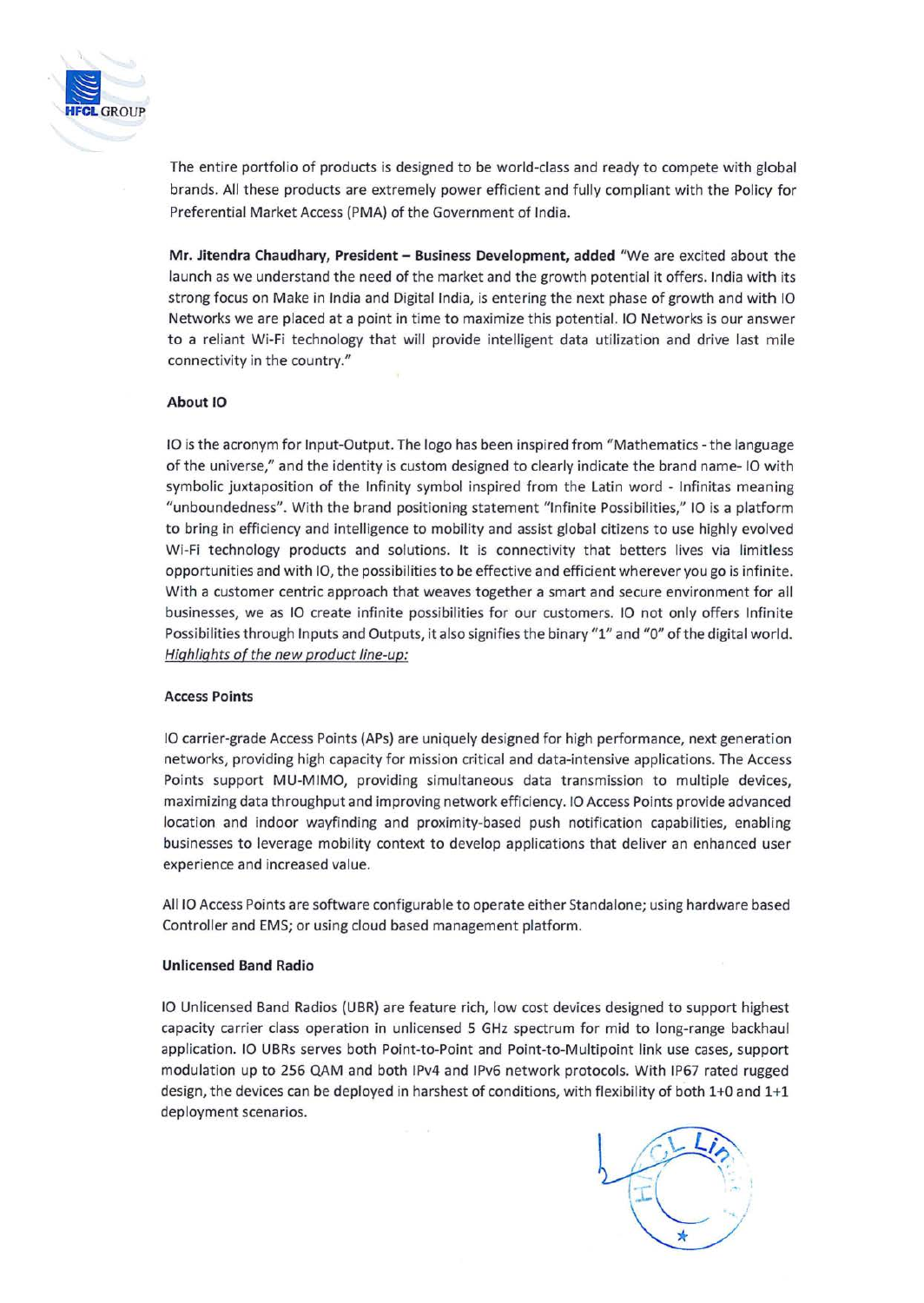The entire portfolio of products is designed to be world-class and ready to compete with global brands. All these products are extremely power efficient and fully compliant with the Policy for Preferential Market Access (PMA) of the Government of India.

**Mr. Jitendra Chaudhary, President – Business Development, added** "We are excited about the launch as we understand the need of the market and the growth potential it offers. India with its strong focus on Make in India and Digital India, is entering the next phase of growth and with IO Networks we are placed at a point in time to maximize this potential. IO Networks is our answer to a reliant Wi-Fi technology that will provide intelligent data utilization and drive last mile connectivity in the country."

**About IO**

IO is the acronym for Input-Output. The logo has been inspired from "Mathematics - the language of the universe," and the identity is custom designed to clearly indicate the brand name- IO with symbolic juxtaposition of the Infinity symbol inspired from the Latin word - Infinitas meaning "unboundedness". With the brand positioning statement "Infinite Possibilities," IO is a platform to bring in efficiency and intelligence to mobility and assist global citizens to use highly evolved Wi-Fi technology products and solutions. It is connectivity that betters lives via limitless opportunities and with IO, the possibilities to be effective and efficient wherever you go is infinite. With a customer centric approach that weaves together a smart and secure environment for all businesses, we as IO create infinite possibilities for our customers. IO not only offers Infinite Possibilities through Inputs and Outputs, it also signifies the binary "1" and "0" of the digital world.

*Highlights of the new product line-up:*

**Access Points**

IO carrier-grade Access Points (APs) are uniquely designed for high performance, next generation networks, providing high capacity for mission critical and data-intensive applications. The Access Points support MU-MIMO, providing simultaneous data transmission to multiple devices, maximizing data throughput and improving network efficiency. IO Access Points provide advanced location and indoor wayfinding and proximity-based push notification capabilities, enabling businesses to leverage mobility context to develop applications that deliver an enhanced user experience and increased value.

All IO Access Points are software configurable to operate either Standalone; using hardware based Controller and EMS; or using cloud based management platform.

**Unlicensed Band Radio**

IO Unlicensed Band Radios (UBR) are feature rich, low cost devices designed to support highest capacity carrier class operation in unlicensed 5 GHz spectrum for mid to long-range backhaul application. IO UBRs serves both Point-to-Point and Point-to-Multipoint link use cases, support modulation up to 256 QAM and both IPv4 and IPv6 network protocols. With IP67 rated rugged design, the devices can be deployed in harshest of conditions, with flexibility of both 1+0 and 1+1 deployment scenarios.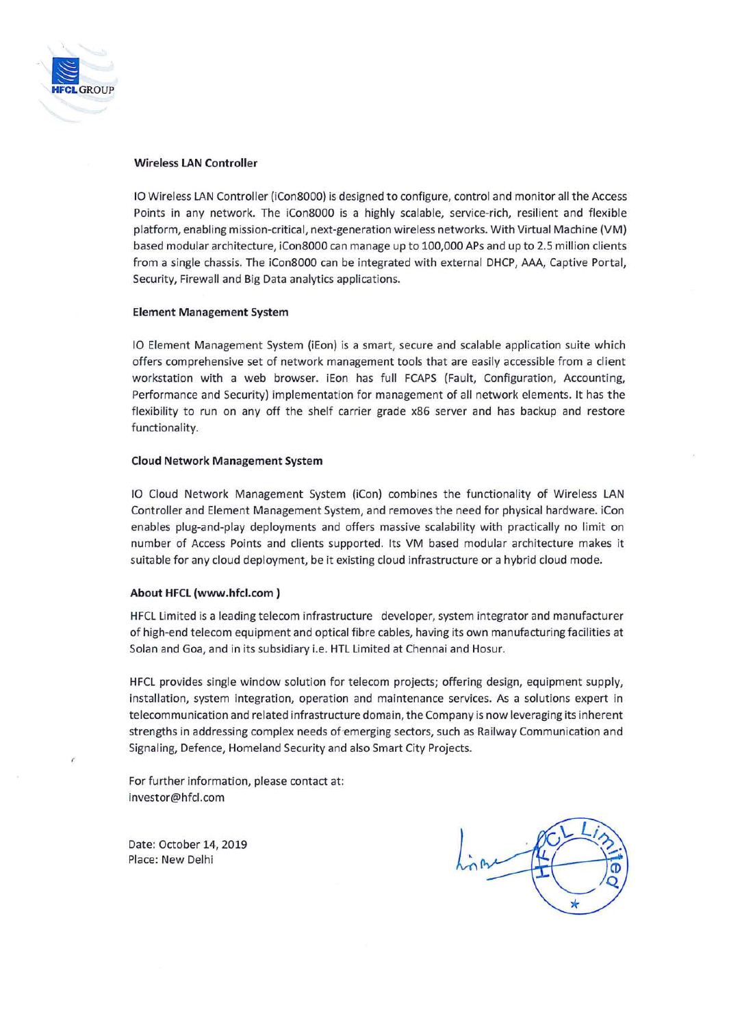### Wireless LAN Controller

IO Wireless LAN Controller (iCon8000) is designed to configure, control and monitor all the Access Points in any network. The iCon8000 is a highly scalable, service-rich, resilient and flexible platform, enabling mission-critical, next-generation wireless networks. With Virtual Machine (VM) based modular architecture, iCon8000 can manage up to 100,000 APs and up to 2.5 million clients from a single chassis. The iCon8000 can be integrated with external DHCP, AAA, Captive Portal, Security, Firewall and Big Data analytics applications.

### Element Management System

IO Element Management System (iEon) is a smart, secure and scalable application suite which offers comprehensive set of network management tools that are easily accessible from a client workstation with a web browser. iEon has full FCAPS (Fault, Configuration, Accounting, Performance and Security) implementation for management of all network elements. It has the flexibility to run on any off the shelf carrier grade x86 server and has backup and restore functionality.

### Cloud Network Management System

IO Cloud Network Management System (iCon) combines the functionality of Wireless LAN Controller and Element Management System, and removes the need for physical hardware. iCon enables plug-and-play deployments and offers massive scalability with practically no limit on number of Access Points and clients supported. Its VM based modular architecture makes it suitable for any cloud deployment, be it existing cloud infrastructure or a hybrid cloud mode.

### About HFCL (www.hfcl.com )

HFCL Limited is a leading telecom infrastructure developer, system integrator and manufacturer of high-end telecom equipment and optical fibre cables, having its own manufacturing facilities at Solan and Goa, and in its subsidiary i.e. HTL Limited at Chennai and Hosur.

HFCL provides single window solution for telecom projects; offering design, equipment supply, installation, system integration, operation and maintenance services. As a solutions expert in telecommunication and related infrastructure domain, the Company is now leveraging its inherent strengths in addressing complex needs of emerging sectors, such as Railway Communication and Signaling, Defence, Homeland Security and also Smart City Projects.

For further information, please contact at:
investor@hfcl.com

Date: October 14, 2019
Place: New Delhi